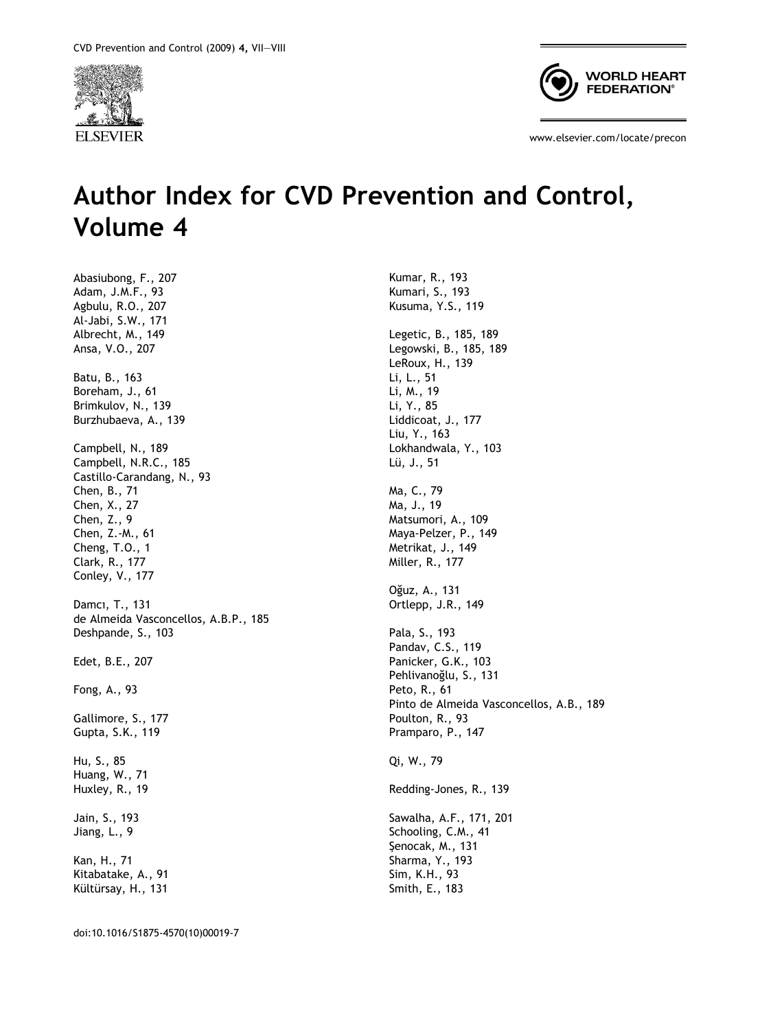# Author Index for CVD Prevention and Control, Volume 4

Abasiubong, F., 207
Adam, J.M.F., 93
Agbulu, R.O., 207
Al-Jabi, S.W., 171
Albrecht, M., 149
Ansa, V.O., 207

Batu, B., 163
Boreham, J., 61
Brimkulov, N., 139
Burzhubaeva, A., 139

Campbell, N., 189
Campbell, N.R.C., 185
Castillo-Carandang, N., 93
Chen, B., 71
Chen, X., 27
Chen, Z., 9
Chen, Z.-M., 61
Cheng, T.O., 1
Clark, R., 177
Conley, V., 177

Damcı, T., 131
de Almeida Vasconcellos, A.B.P., 185
Deshpande, S., 103

Edet, B.E., 207

Fong, A., 93

Gallimore, S., 177
Gupta, S.K., 119

Hu, S., 85
Huang, W., 71
Huxley, R., 19

Jain, S., 193
Jiang, L., 9

Kan, H., 71
Kitabatake, A., 91
Kültürsay, H., 131

Kumar, R., 193
Kumari, S., 193
Kusuma, Y.S., 119

Legetic, B., 185, 189
Legowski, B., 185, 189
LeRoux, H., 139
Li, L., 51
Li, M., 19
Li, Y., 85
Liddicoat, J., 177
Liu, Y., 163
Lokhandwala, Y., 103
Lü, J., 51

Ma, C., 79
Ma, J., 19
Matsumori, A., 109
Maya-Pelzer, P., 149
Metrikat, J., 149
Miller, R., 177

Oğuz, A., 131
Ortlepp, J.R., 149

Pala, S., 193
Pandav, C.S., 119
Panicker, G.K., 103
Pehlivanoğlu, S., 131
Peto, R., 61
Pinto de Almeida Vasconcellos, A.B., 189
Poulton, R., 93
Pramparo, P., 147

Qi, W., 79

Redding-Jones, R., 139

Sawalha, A.F., 171, 201
Schooling, C.M., 41
Şenocak, M., 131
Sharma, Y., 193
Sim, K.H., 93
Smith, E., 183

doi:10.1016/S1875-4570(10)00019-7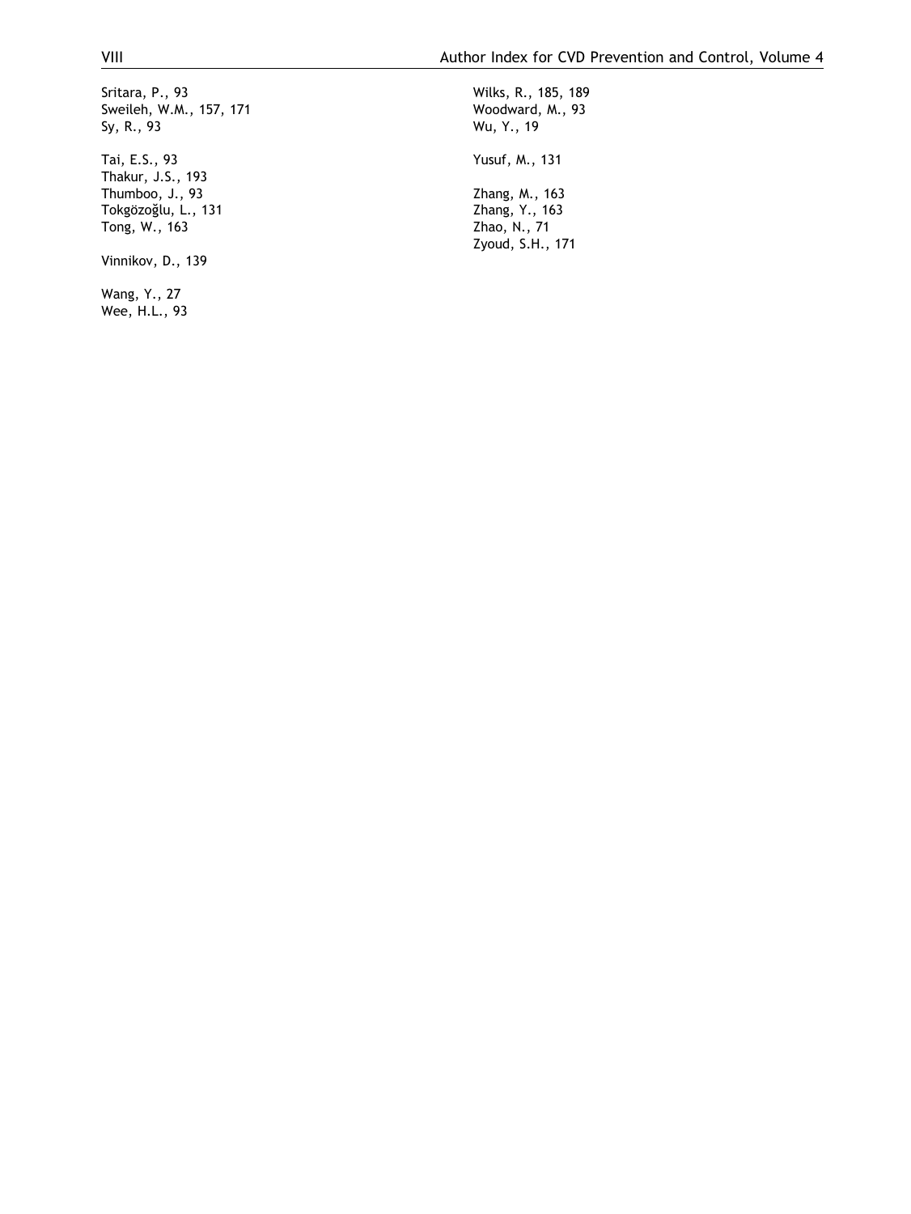Sritara, P., 93
Sweileh, W.M., 157, 171
Sy, R., 93

Tai, E.S., 93
Thakur, J.S., 193
Thumboo, J., 93
Tokgözoğlu, L., 131
Tong, W., 163

Vinnikov, D., 139

Wang, Y., 27
Wee, H.L., 93
Wilks, R., 185, 189
Woodward, M., 93
Wu, Y., 19

Yusuf, M., 131

Zhang, M., 163
Zhang, Y., 163
Zhao, N., 71
Zyoud, S.H., 171